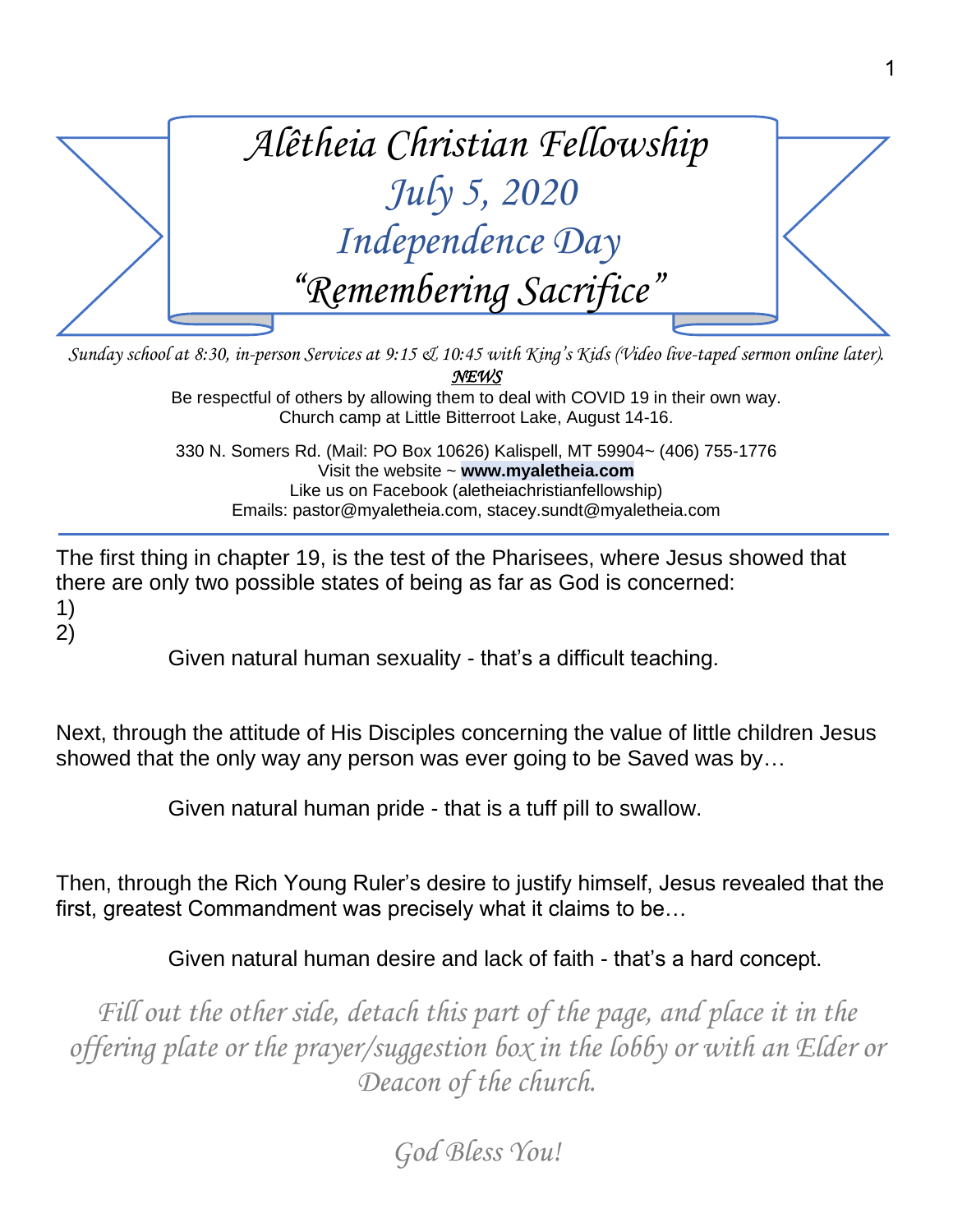# *Alêtheia Christian Fellowship*
## *July 5, 2020*
## *Independence Day*
## *"Remembering Sacrifice"*

*Sunday school at 8:30, in-person Services at 9:15 & 10:45 with King's Kids (Video live-taped sermon online later).*

***NEWS***

Be respectful of others by allowing them to deal with COVID 19 in their own way.
Church camp at Little Bitterroot Lake, August 14-16.

330 N. Somers Rd. (Mail: PO Box 10626) Kalispell, MT 59904~ (406) 755-1776
Visit the website ~ **www.myaletheia.com**
Like us on Facebook (aletheiachristianfellowship)
Emails: pastor@myaletheia.com, stacey.sundt@myaletheia.com

---

The first thing in chapter 19, is the test of the Pharisees, where Jesus showed that there are only two possible states of being as far as God is concerned:

1)
2)

Given natural human sexuality - that's a difficult teaching.

Next, through the attitude of His Disciples concerning the value of little children Jesus showed that the only way any person was ever going to be Saved was by…

Given natural human pride - that is a tuff pill to swallow.

Then, through the Rich Young Ruler's desire to justify himself, Jesus revealed that the first, greatest Commandment was precisely what it claims to be…

Given natural human desire and lack of faith - that's a hard concept.

*Fill out the other side, detach this part of the page, and place it in the offering plate or the prayer/suggestion box in the lobby or with an Elder or Deacon of the church.*

*God Bless You!*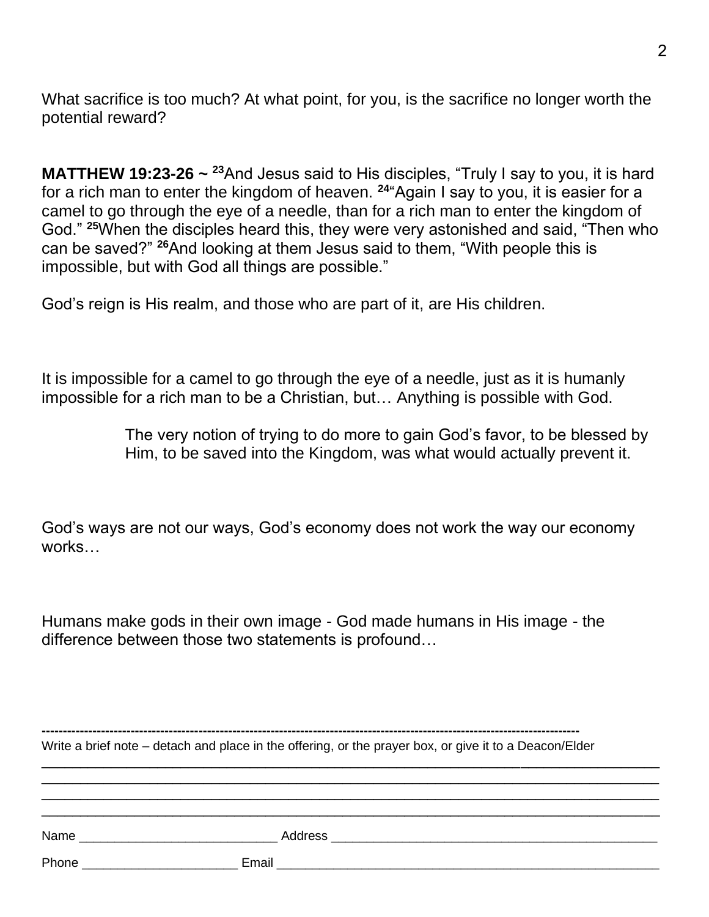What sacrifice is too much? At what point, for you, is the sacrifice no longer worth the potential reward?

**MATTHEW 19:23-26 ~** [23]And Jesus said to His disciples, “Truly I say to you, it is hard for a rich man to enter the kingdom of heaven. [24]“Again I say to you, it is easier for a camel to go through the eye of a needle, than for a rich man to enter the kingdom of God.” [25]When the disciples heard this, they were very astonished and said, “Then who can be saved?” [26]And looking at them Jesus said to them, “With people this is impossible, but with God all things are possible.”

God’s reign is His realm, and those who are part of it, are His children.

It is impossible for a camel to go through the eye of a needle, just as it is humanly impossible for a rich man to be a Christian, but… Anything is possible with God.

> The very notion of trying to do more to gain God’s favor, to be blessed by Him, to be saved into the Kingdom, was what would actually prevent it.

God’s ways are not our ways, God’s economy does not work the way our economy works…

Humans make gods in their own image - God made humans in His image - the difference between those two statements is profound…

---

Write a brief note – detach and place in the offering, or the prayer box, or give it to a Deacon/Elder

______________________________________________________________________________

______________________________________________________________________________

______________________________________________________________________________

______________________________________________________________________________

Name ____________________________ Address _____________________________________________

Phone ______________________ Email ______________________________________________________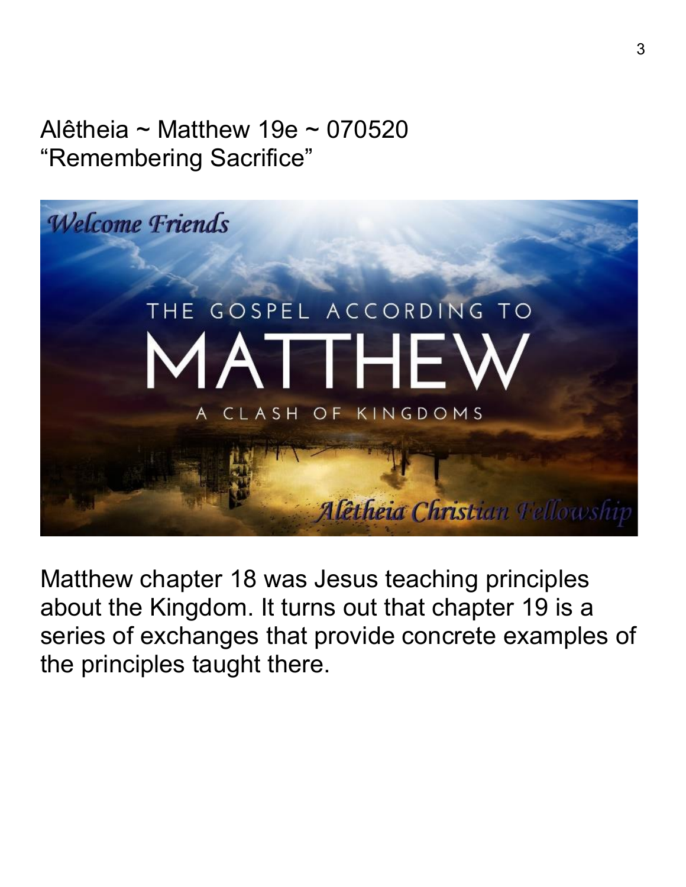Alêtheia ~ Matthew 19e ~ 070520
"Remembering Sacrifice"

Welcome Friends

THE GOSPEL ACCORDING TO
MATTHEW
A CLASH OF KINGDOMS

Alêtheia Christian Fellowship

Matthew chapter 18 was Jesus teaching principles about the Kingdom. It turns out that chapter 19 is a series of exchanges that provide concrete examples of the principles taught there.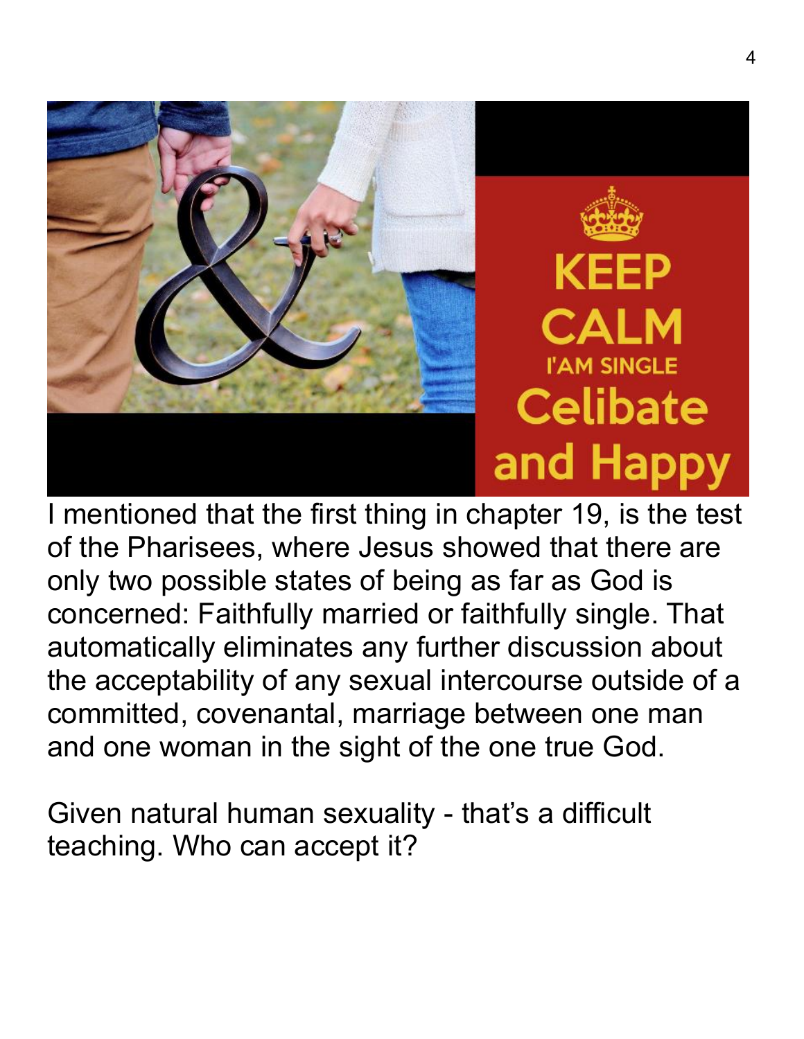I mentioned that the first thing in chapter 19, is the test of the Pharisees, where Jesus showed that there are only two possible states of being as far as God is concerned: Faithfully married or faithfully single. That automatically eliminates any further discussion about the acceptability of any sexual intercourse outside of a committed, covenantal, marriage between one man and one woman in the sight of the one true God.

Given natural human sexuality - that's a difficult teaching. Who can accept it?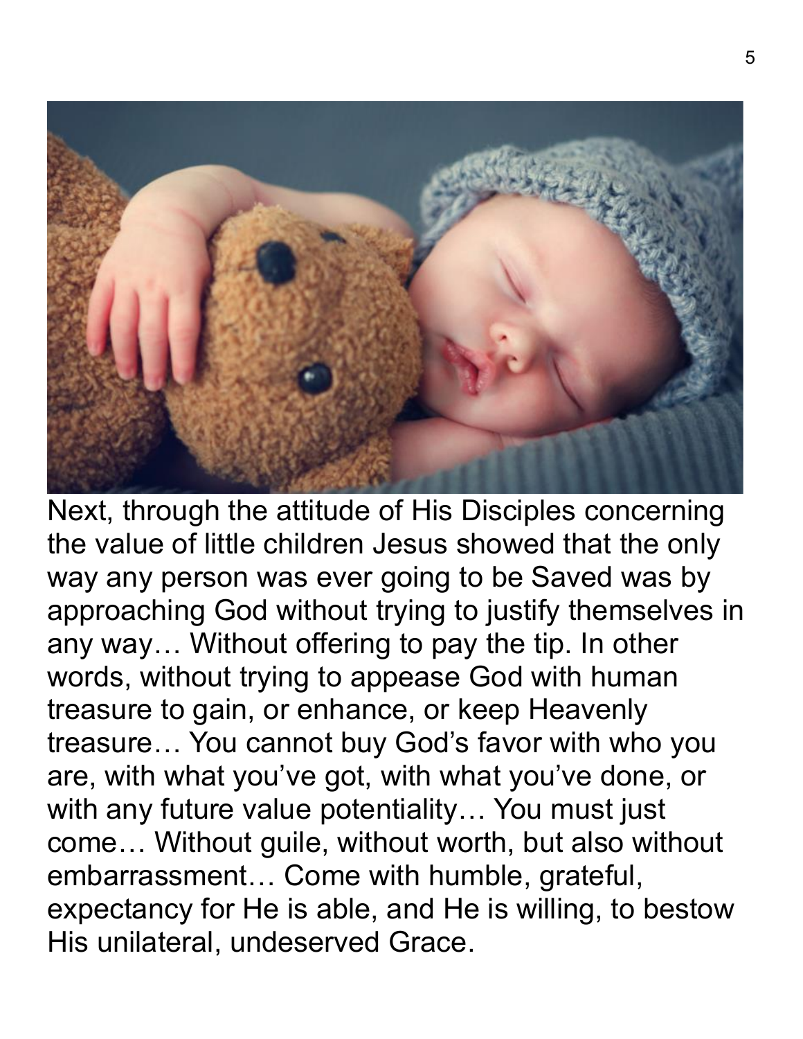Next, through the attitude of His Disciples concerning the value of little children Jesus showed that the only way any person was ever going to be Saved was by approaching God without trying to justify themselves in any way… Without offering to pay the tip. In other words, without trying to appease God with human treasure to gain, or enhance, or keep Heavenly treasure… You cannot buy God's favor with who you are, with what you've got, with what you've done, or with any future value potentiality… You must just come… Without guile, without worth, but also without embarrassment… Come with humble, grateful, expectancy for He is able, and He is willing, to bestow His unilateral, undeserved Grace.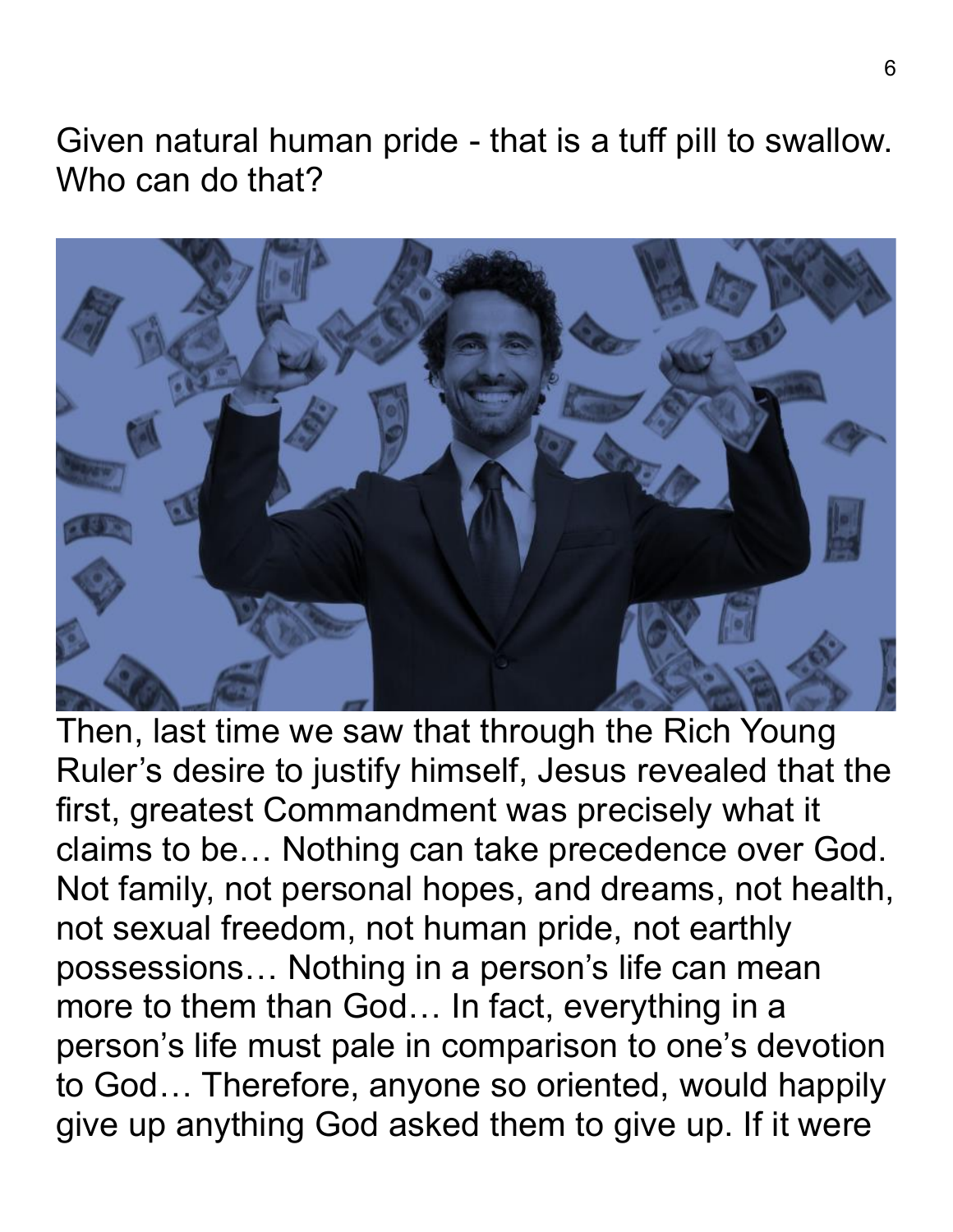Given natural human pride - that is a tuff pill to swallow. Who can do that?

Then, last time we saw that through the Rich Young Ruler's desire to justify himself, Jesus revealed that the first, greatest Commandment was precisely what it claims to be… Nothing can take precedence over God. Not family, not personal hopes, and dreams, not health, not sexual freedom, not human pride, not earthly possessions… Nothing in a person's life can mean more to them than God… In fact, everything in a person's life must pale in comparison to one's devotion to God… Therefore, anyone so oriented, would happily give up anything God asked them to give up. If it were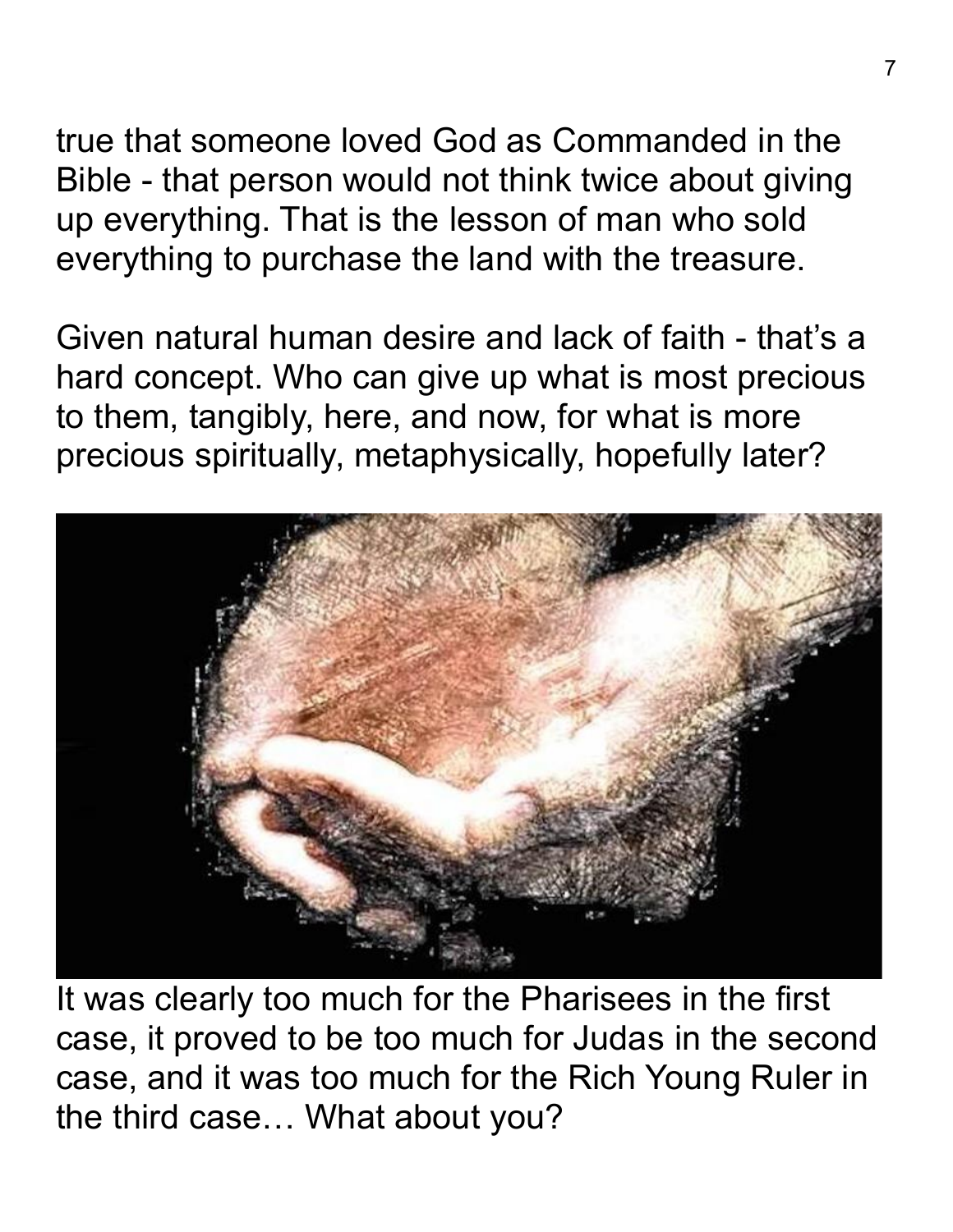true that someone loved God as Commanded in the Bible - that person would not think twice about giving up everything. That is the lesson of man who sold everything to purchase the land with the treasure.

Given natural human desire and lack of faith - that's a hard concept. Who can give up what is most precious to them, tangibly, here, and now, for what is more precious spiritually, metaphysically, hopefully later?

It was clearly too much for the Pharisees in the first case, it proved to be too much for Judas in the second case, and it was too much for the Rich Young Ruler in the third case… What about you?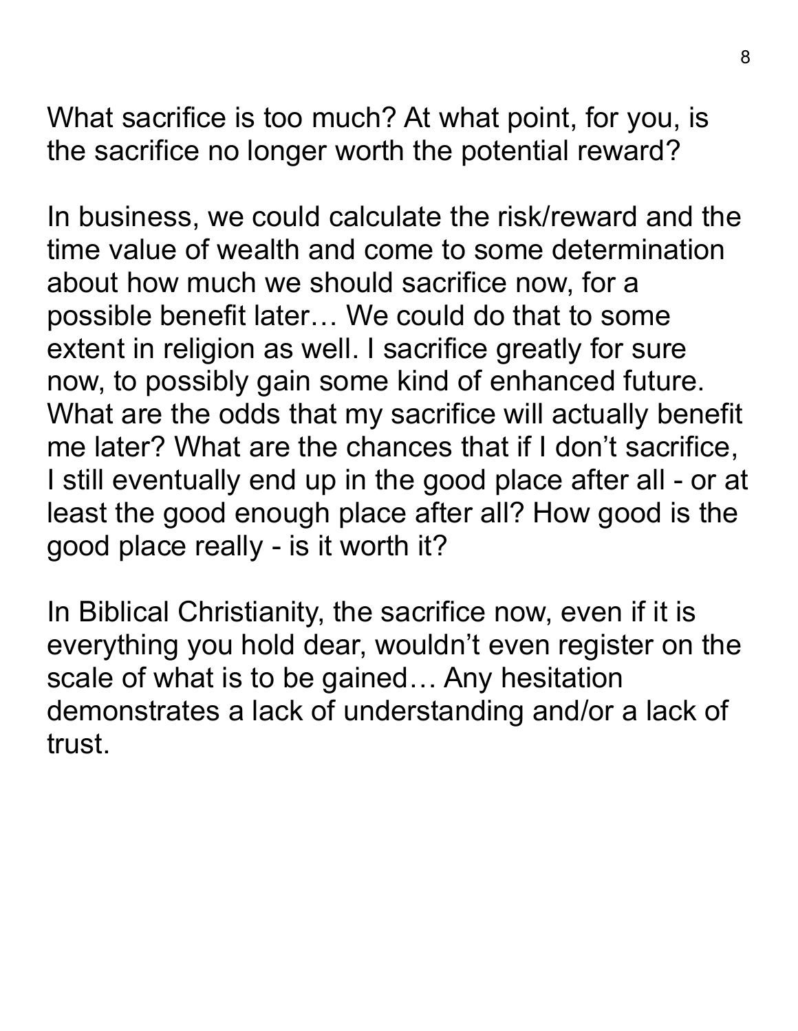What sacrifice is too much? At what point, for you, is the sacrifice no longer worth the potential reward?

In business, we could calculate the risk/reward and the time value of wealth and come to some determination about how much we should sacrifice now, for a possible benefit later… We could do that to some extent in religion as well. I sacrifice greatly for sure now, to possibly gain some kind of enhanced future. What are the odds that my sacrifice will actually benefit me later? What are the chances that if I don't sacrifice, I still eventually end up in the good place after all - or at least the good enough place after all? How good is the good place really - is it worth it?

In Biblical Christianity, the sacrifice now, even if it is everything you hold dear, wouldn't even register on the scale of what is to be gained… Any hesitation demonstrates a lack of understanding and/or a lack of trust.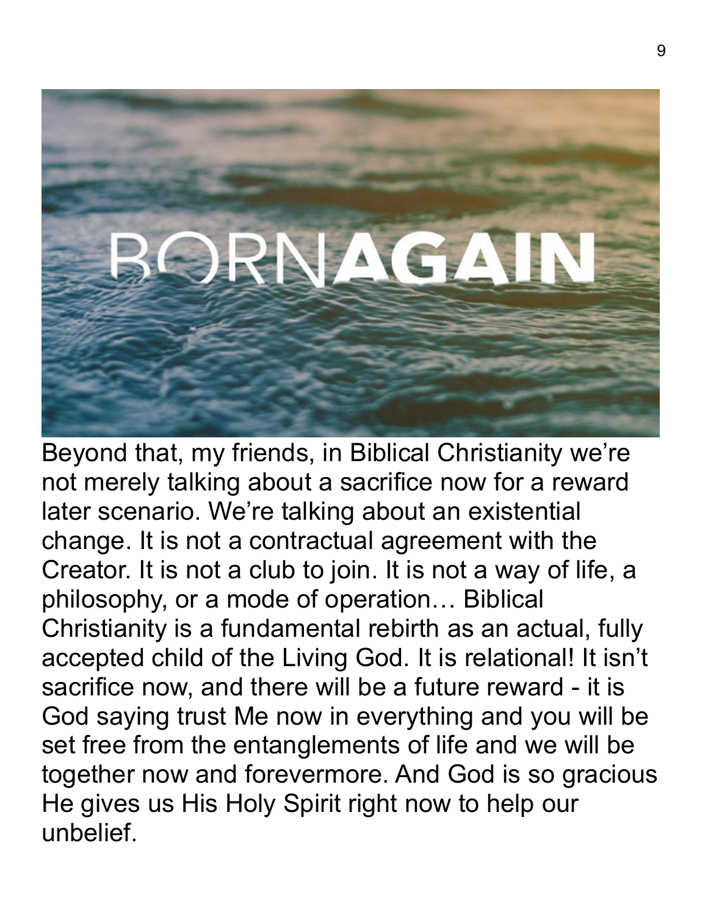Beyond that, my friends, in Biblical Christianity we're not merely talking about a sacrifice now for a reward later scenario. We're talking about an existential change. It is not a contractual agreement with the Creator. It is not a club to join. It is not a way of life, a philosophy, or a mode of operation… Biblical Christianity is a fundamental rebirth as an actual, fully accepted child of the Living God. It is relational! It isn't sacrifice now, and there will be a future reward - it is God saying trust Me now in everything and you will be set free from the entanglements of life and we will be together now and forevermore. And God is so gracious He gives us His Holy Spirit right now to help our unbelief.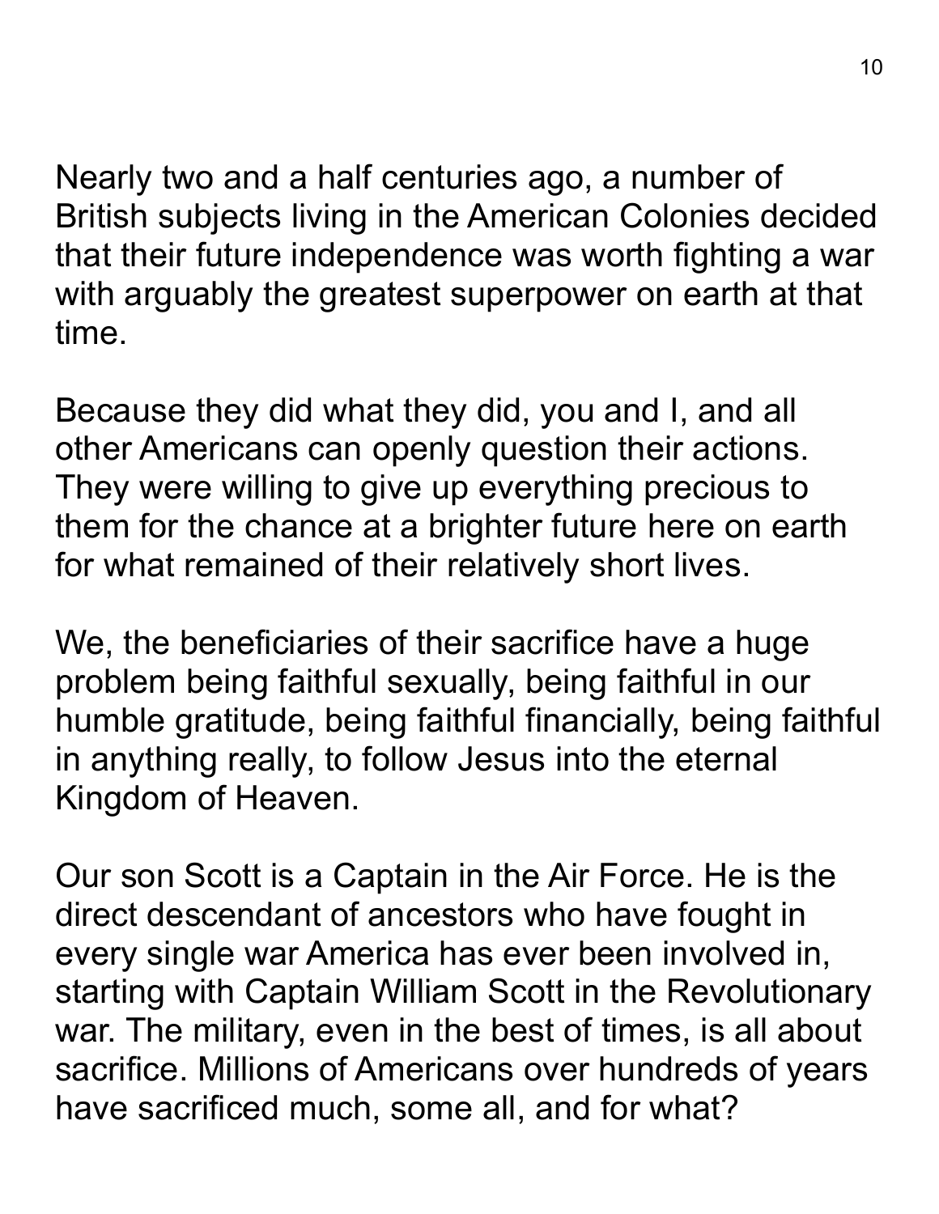Nearly two and a half centuries ago, a number of British subjects living in the American Colonies decided that their future independence was worth fighting a war with arguably the greatest superpower on earth at that time.

Because they did what they did, you and I, and all other Americans can openly question their actions. They were willing to give up everything precious to them for the chance at a brighter future here on earth for what remained of their relatively short lives.

We, the beneficiaries of their sacrifice have a huge problem being faithful sexually, being faithful in our humble gratitude, being faithful financially, being faithful in anything really, to follow Jesus into the eternal Kingdom of Heaven.

Our son Scott is a Captain in the Air Force. He is the direct descendant of ancestors who have fought in every single war America has ever been involved in, starting with Captain William Scott in the Revolutionary war. The military, even in the best of times, is all about sacrifice. Millions of Americans over hundreds of years have sacrificed much, some all, and for what?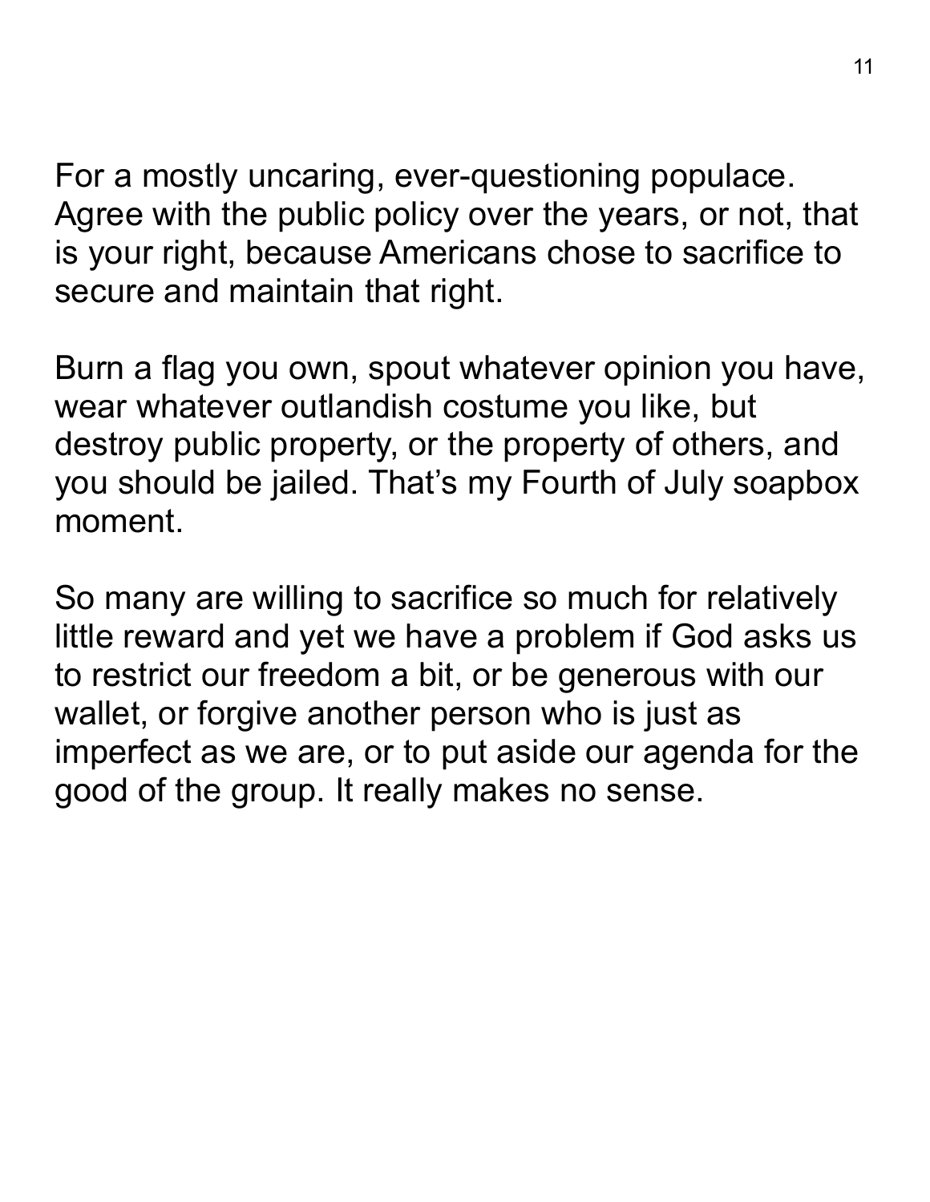For a mostly uncaring, ever-questioning populace. Agree with the public policy over the years, or not, that is your right, because Americans chose to sacrifice to secure and maintain that right.

Burn a flag you own, spout whatever opinion you have, wear whatever outlandish costume you like, but destroy public property, or the property of others, and you should be jailed. That’s my Fourth of July soapbox moment.

So many are willing to sacrifice so much for relatively little reward and yet we have a problem if God asks us to restrict our freedom a bit, or be generous with our wallet, or forgive another person who is just as imperfect as we are, or to put aside our agenda for the good of the group. It really makes no sense.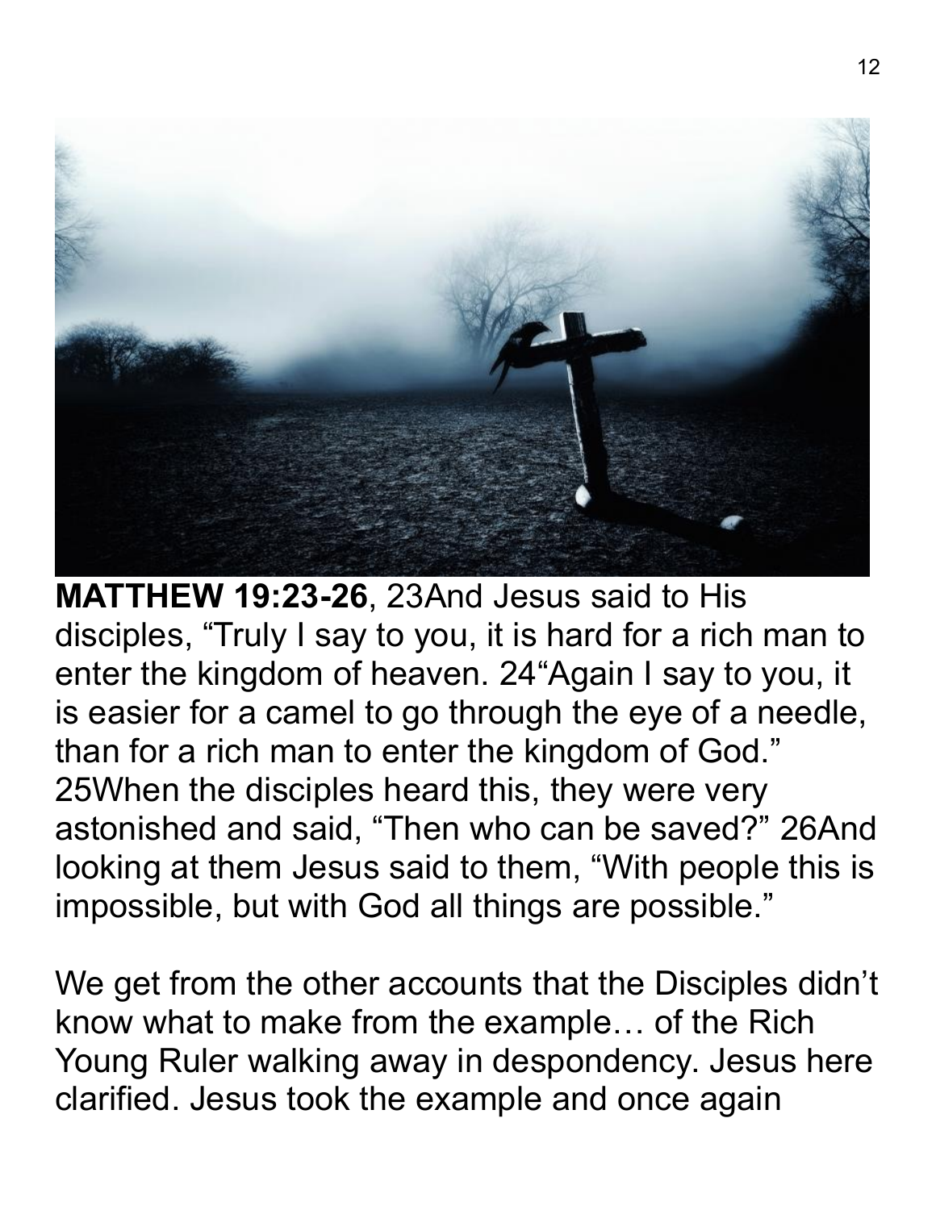**MATTHEW 19:23-26**, 23And Jesus said to His disciples, “Truly I say to you, it is hard for a rich man to enter the kingdom of heaven. 24“Again I say to you, it is easier for a camel to go through the eye of a needle, than for a rich man to enter the kingdom of God.” 25When the disciples heard this, they were very astonished and said, “Then who can be saved?” 26And looking at them Jesus said to them, “With people this is impossible, but with God all things are possible.”

We get from the other accounts that the Disciples didn’t know what to make from the example… of the Rich Young Ruler walking away in despondency. Jesus here clarified. Jesus took the example and once again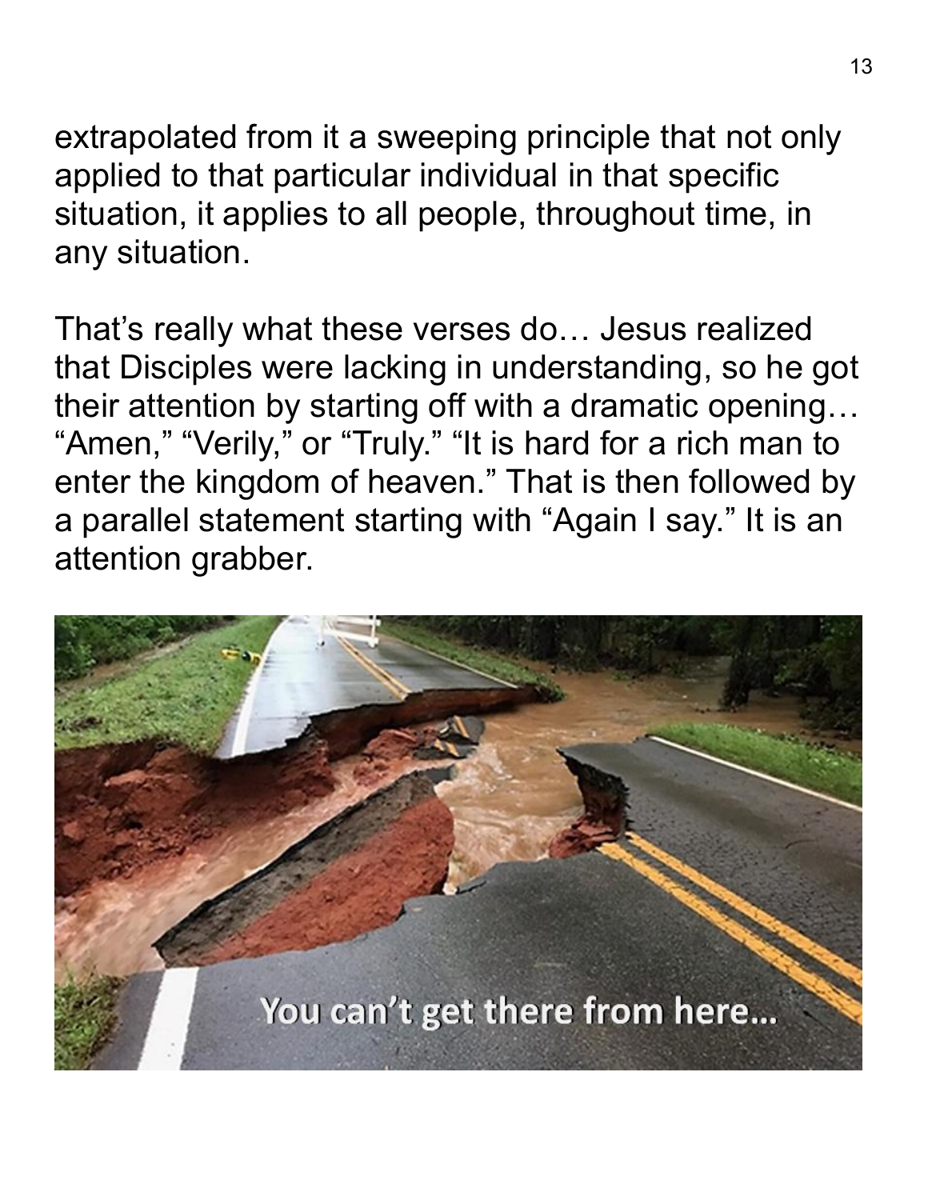extrapolated from it a sweeping principle that not only applied to that particular individual in that specific situation, it applies to all people, throughout time, in any situation.

That's really what these verses do… Jesus realized that Disciples were lacking in understanding, so he got their attention by starting off with a dramatic opening… "Amen," "Verily," or "Truly." "It is hard for a rich man to enter the kingdom of heaven." That is then followed by a parallel statement starting with "Again I say." It is an attention grabber.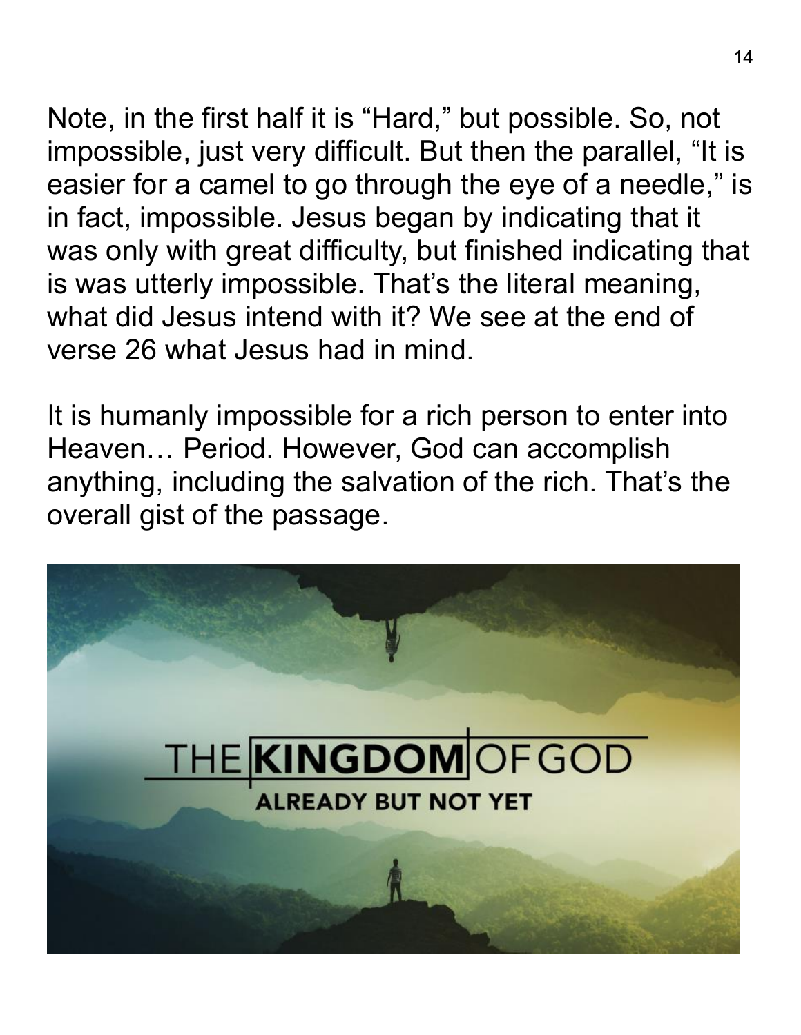Note, in the first half it is “Hard,” but possible. So, not impossible, just very difficult. But then the parallel, “It is easier for a camel to go through the eye of a needle,” is in fact, impossible. Jesus began by indicating that it was only with great difficulty, but finished indicating that is was utterly impossible. That’s the literal meaning, what did Jesus intend with it? We see at the end of verse 26 what Jesus had in mind.

It is humanly impossible for a rich person to enter into Heaven… Period. However, God can accomplish anything, including the salvation of the rich. That’s the overall gist of the passage.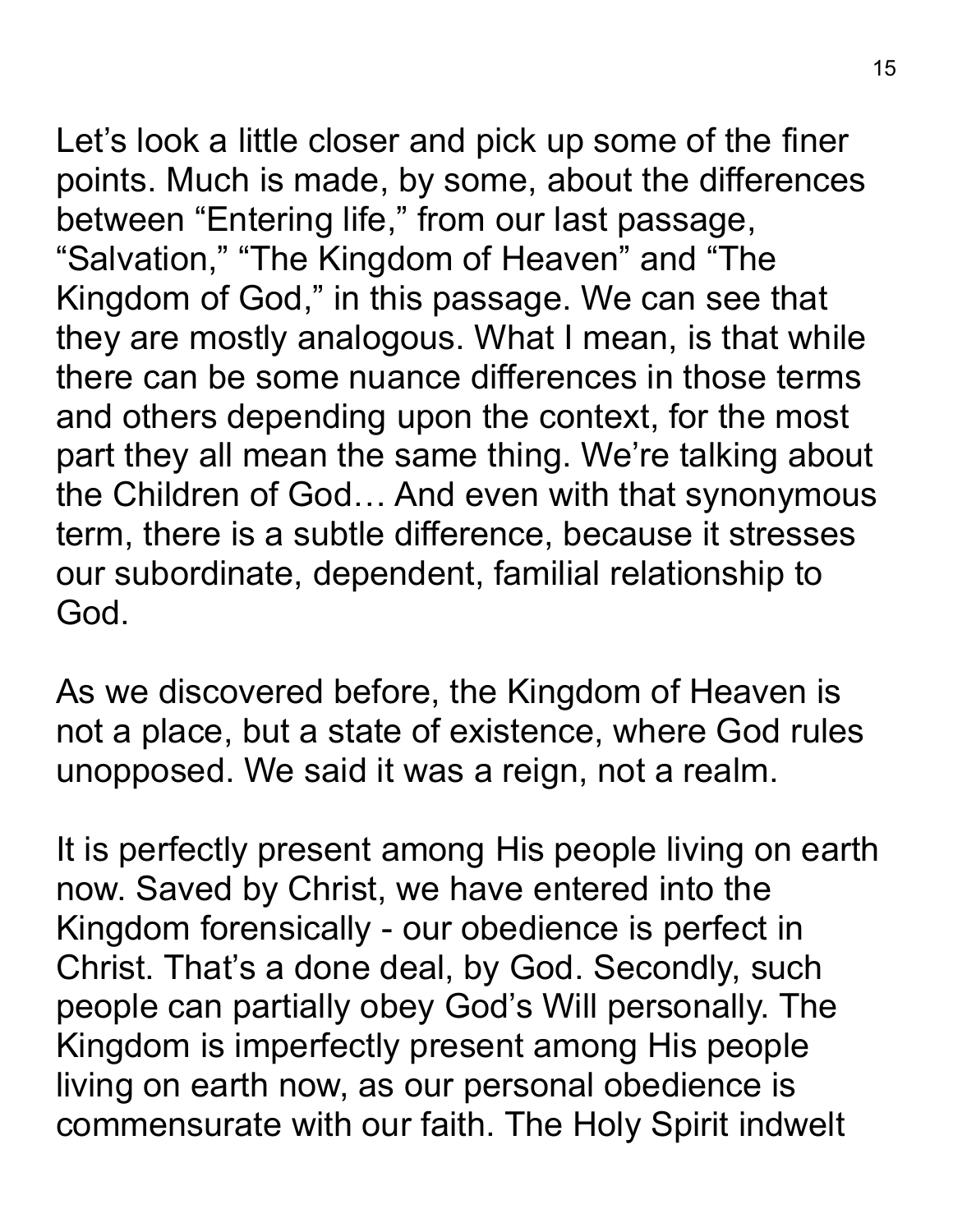Let's look a little closer and pick up some of the finer points. Much is made, by some, about the differences between "Entering life," from our last passage, "Salvation," "The Kingdom of Heaven" and "The Kingdom of God," in this passage. We can see that they are mostly analogous. What I mean, is that while there can be some nuance differences in those terms and others depending upon the context, for the most part they all mean the same thing. We're talking about the Children of God… And even with that synonymous term, there is a subtle difference, because it stresses our subordinate, dependent, familial relationship to God.

As we discovered before, the Kingdom of Heaven is not a place, but a state of existence, where God rules unopposed. We said it was a reign, not a realm.

It is perfectly present among His people living on earth now. Saved by Christ, we have entered into the Kingdom forensically - our obedience is perfect in Christ. That's a done deal, by God. Secondly, such people can partially obey God's Will personally. The Kingdom is imperfectly present among His people living on earth now, as our personal obedience is commensurate with our faith. The Holy Spirit indwelt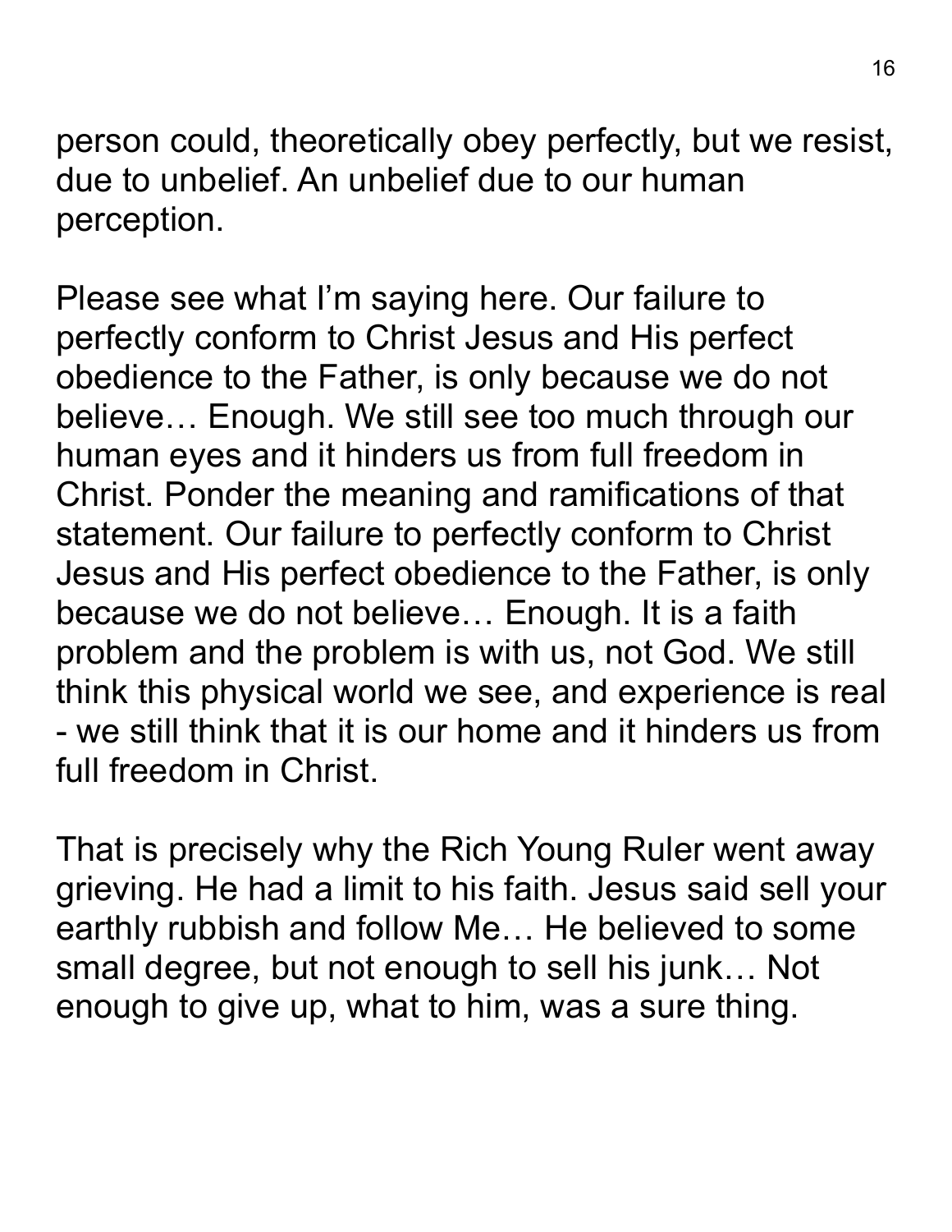person could, theoretically obey perfectly, but we resist, due to unbelief. An unbelief due to our human perception.

Please see what I'm saying here. Our failure to perfectly conform to Christ Jesus and His perfect obedience to the Father, is only because we do not believe… Enough. We still see too much through our human eyes and it hinders us from full freedom in Christ. Ponder the meaning and ramifications of that statement. Our failure to perfectly conform to Christ Jesus and His perfect obedience to the Father, is only because we do not believe… Enough. It is a faith problem and the problem is with us, not God. We still think this physical world we see, and experience is real - we still think that it is our home and it hinders us from full freedom in Christ.

That is precisely why the Rich Young Ruler went away grieving. He had a limit to his faith. Jesus said sell your earthly rubbish and follow Me… He believed to some small degree, but not enough to sell his junk… Not enough to give up, what to him, was a sure thing.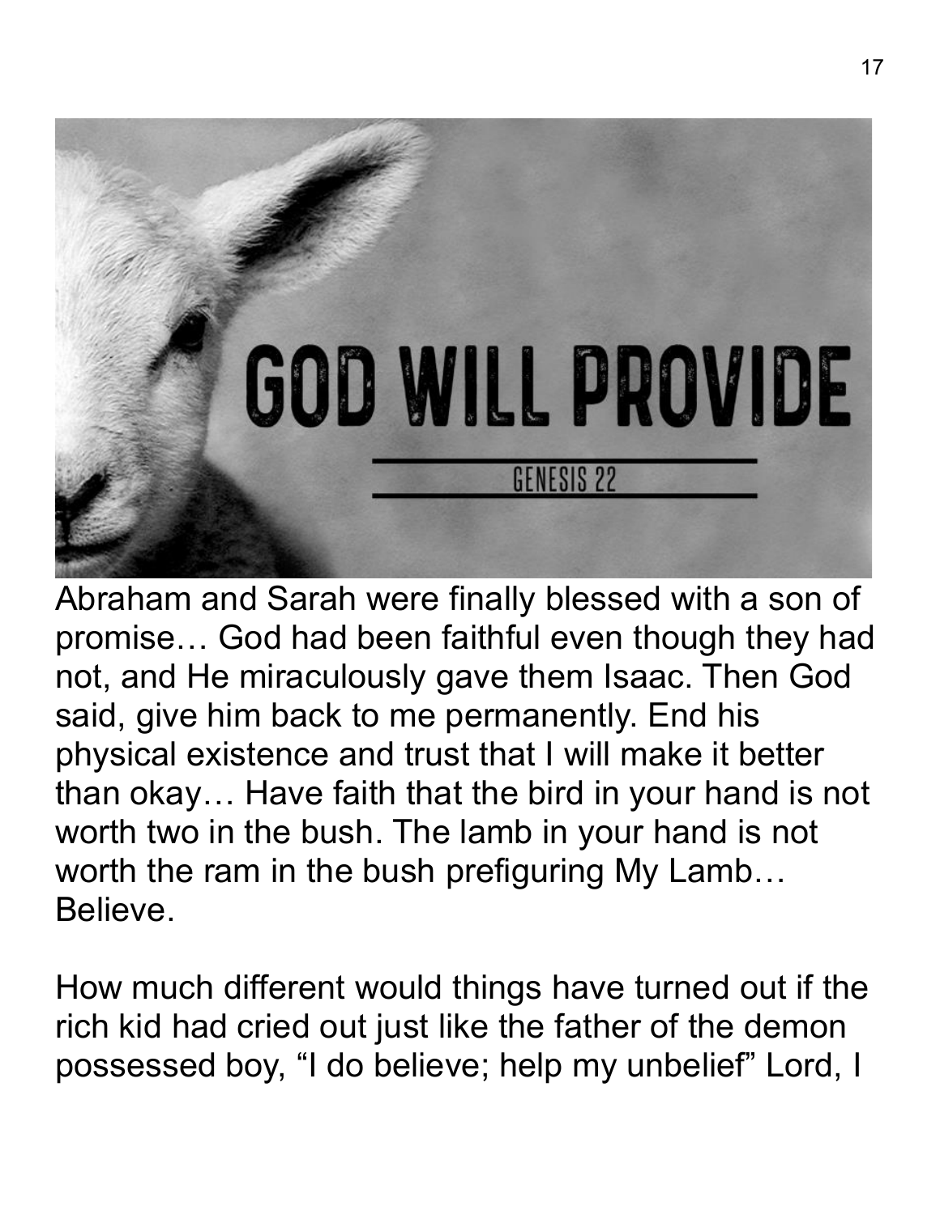GOD WILL PROVIDE

GENESIS 22

Abraham and Sarah were finally blessed with a son of promise… God had been faithful even though they had not, and He miraculously gave them Isaac. Then God said, give him back to me permanently. End his physical existence and trust that I will make it better than okay… Have faith that the bird in your hand is not worth two in the bush. The lamb in your hand is not worth the ram in the bush prefiguring My Lamb… Believe.

How much different would things have turned out if the rich kid had cried out just like the father of the demon possessed boy, “I do believe; help my unbelief” Lord, I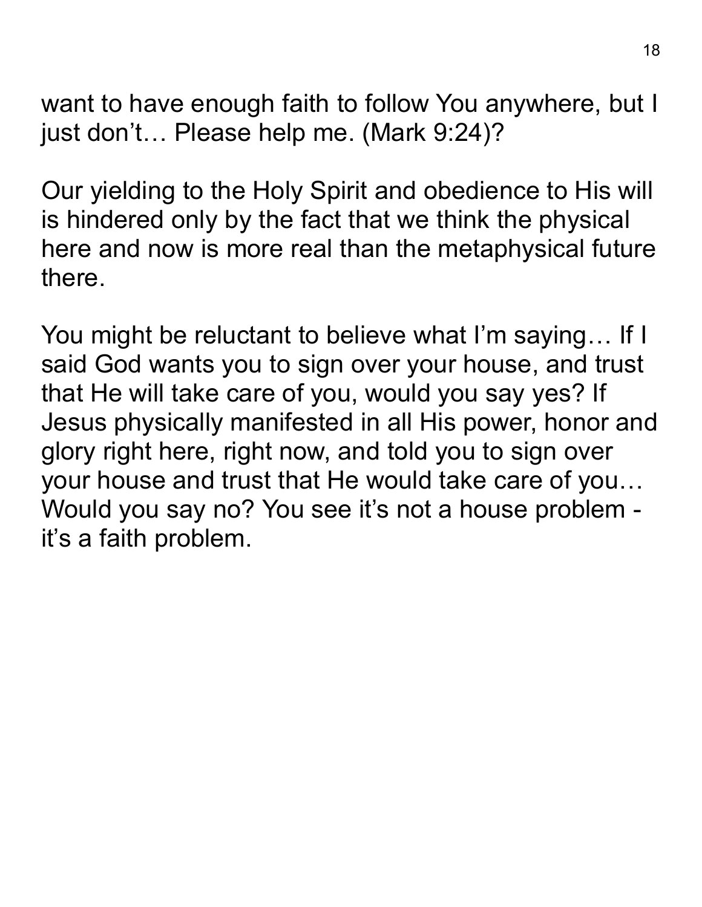want to have enough faith to follow You anywhere, but I just don't… Please help me. (Mark 9:24)?

Our yielding to the Holy Spirit and obedience to His will is hindered only by the fact that we think the physical here and now is more real than the metaphysical future there.

You might be reluctant to believe what I'm saying… If I said God wants you to sign over your house, and trust that He will take care of you, would you say yes? If Jesus physically manifested in all His power, honor and glory right here, right now, and told you to sign over your house and trust that He would take care of you… Would you say no? You see it's not a house problem - it's a faith problem.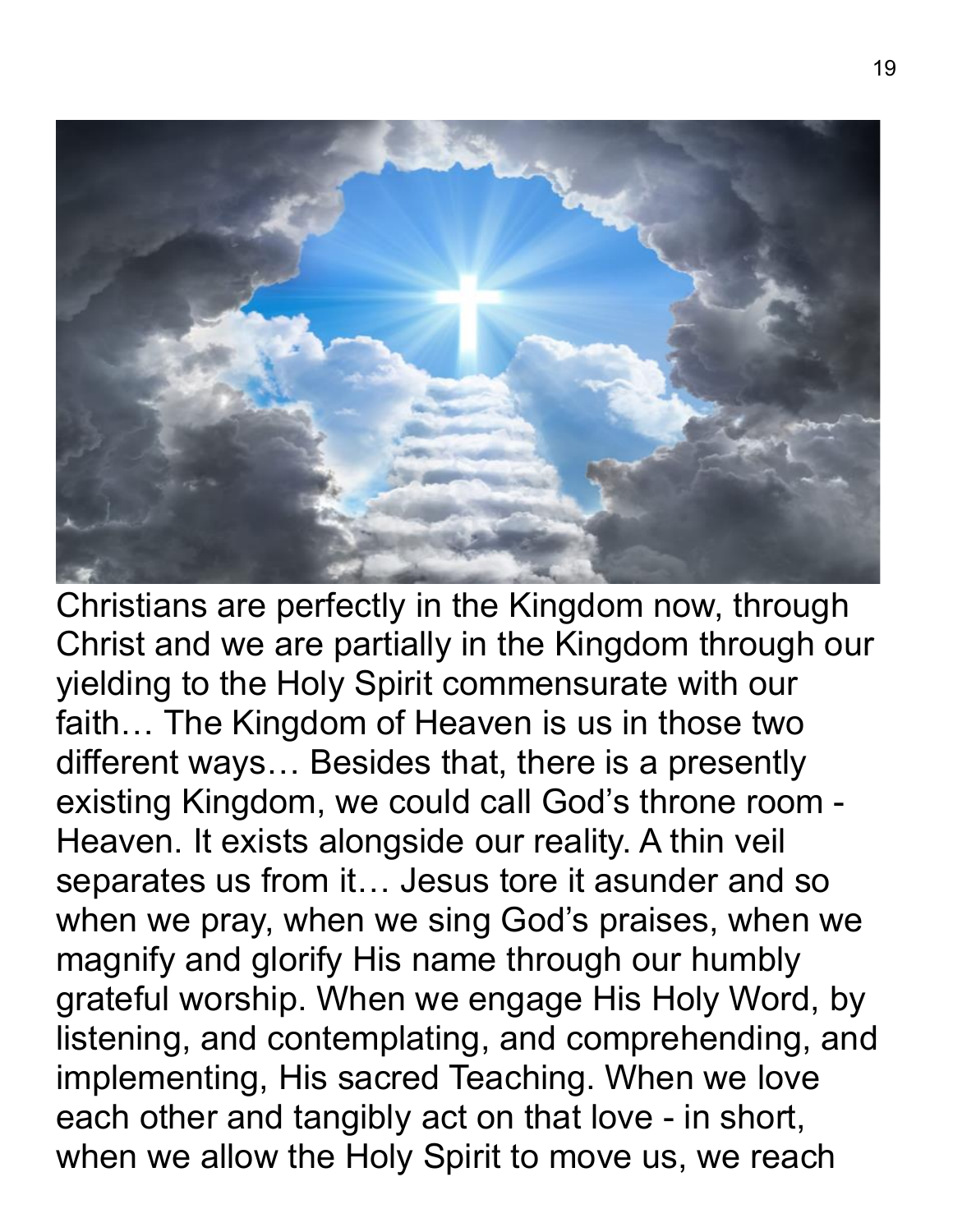Christians are perfectly in the Kingdom now, through Christ and we are partially in the Kingdom through our yielding to the Holy Spirit commensurate with our faith… The Kingdom of Heaven is us in those two different ways… Besides that, there is a presently existing Kingdom, we could call God's throne room - Heaven. It exists alongside our reality. A thin veil separates us from it… Jesus tore it asunder and so when we pray, when we sing God's praises, when we magnify and glorify His name through our humbly grateful worship. When we engage His Holy Word, by listening, and contemplating, and comprehending, and implementing, His sacred Teaching. When we love each other and tangibly act on that love - in short, when we allow the Holy Spirit to move us, we reach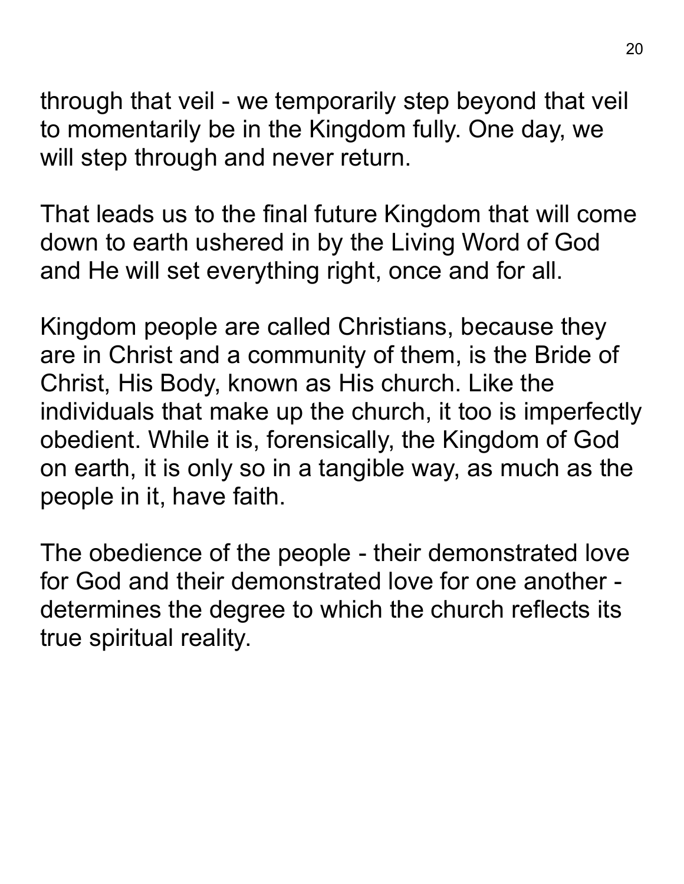through that veil - we temporarily step beyond that veil to momentarily be in the Kingdom fully. One day, we will step through and never return.

That leads us to the final future Kingdom that will come down to earth ushered in by the Living Word of God and He will set everything right, once and for all.

Kingdom people are called Christians, because they are in Christ and a community of them, is the Bride of Christ, His Body, known as His church. Like the individuals that make up the church, it too is imperfectly obedient. While it is, forensically, the Kingdom of God on earth, it is only so in a tangible way, as much as the people in it, have faith.

The obedience of the people - their demonstrated love for God and their demonstrated love for one another - determines the degree to which the church reflects its true spiritual reality.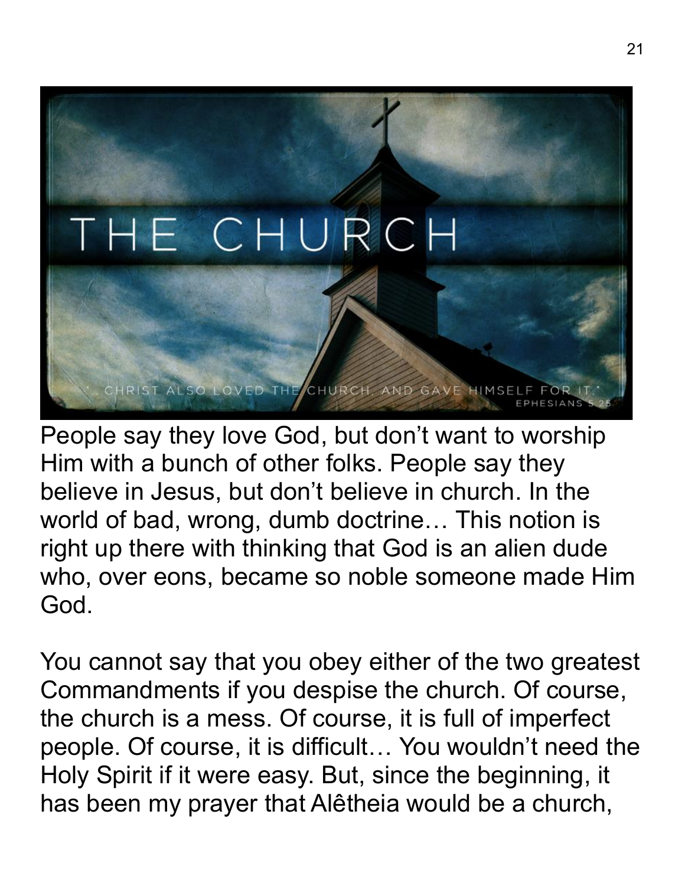# THE CHURCH

"...CHRIST ALSO LOVED THE CHURCH, AND GAVE HIMSELF FOR IT." EPHESIANS 5:25

People say they love God, but don't want to worship Him with a bunch of other folks. People say they believe in Jesus, but don't believe in church. In the world of bad, wrong, dumb doctrine… This notion is right up there with thinking that God is an alien dude who, over eons, became so noble someone made Him God.

You cannot say that you obey either of the two greatest Commandments if you despise the church. Of course, the church is a mess. Of course, it is full of imperfect people. Of course, it is difficult… You wouldn't need the Holy Spirit if it were easy. But, since the beginning, it has been my prayer that Alêtheia would be a church,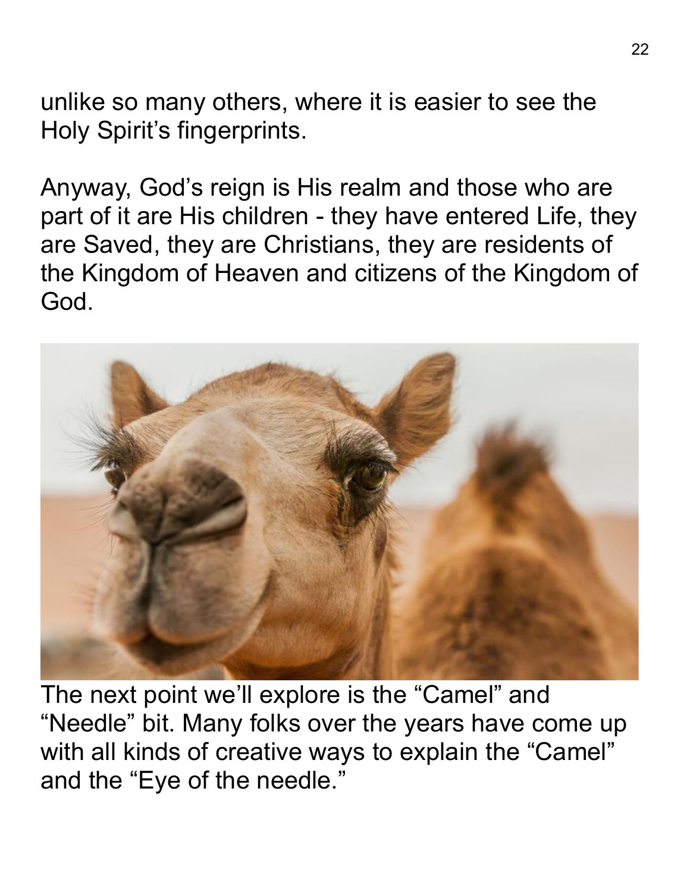unlike so many others, where it is easier to see the Holy Spirit's fingerprints.

Anyway, God's reign is His realm and those who are part of it are His children - they have entered Life, they are Saved, they are Christians, they are residents of the Kingdom of Heaven and citizens of the Kingdom of God.

The next point we'll explore is the "Camel" and "Needle" bit. Many folks over the years have come up with all kinds of creative ways to explain the "Camel" and the "Eye of the needle."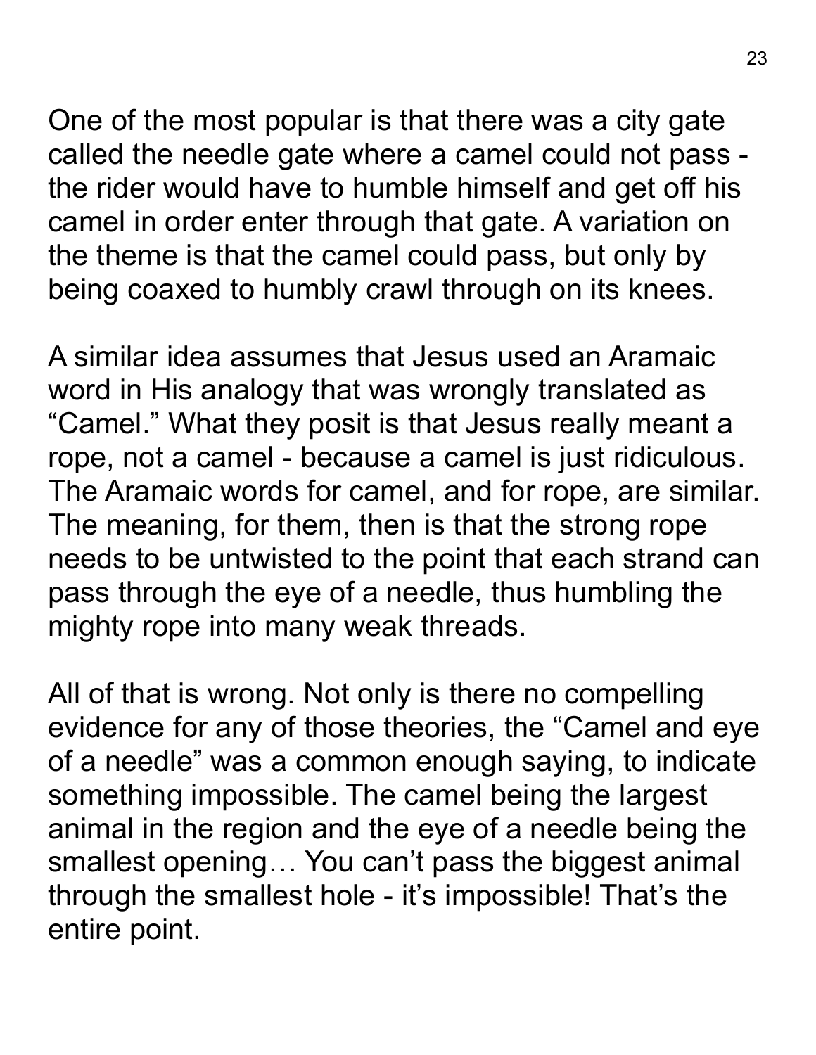One of the most popular is that there was a city gate called the needle gate where a camel could not pass - the rider would have to humble himself and get off his camel in order enter through that gate. A variation on the theme is that the camel could pass, but only by being coaxed to humbly crawl through on its knees.

A similar idea assumes that Jesus used an Aramaic word in His analogy that was wrongly translated as “Camel.” What they posit is that Jesus really meant a rope, not a camel - because a camel is just ridiculous. The Aramaic words for camel, and for rope, are similar. The meaning, for them, then is that the strong rope needs to be untwisted to the point that each strand can pass through the eye of a needle, thus humbling the mighty rope into many weak threads.

All of that is wrong. Not only is there no compelling evidence for any of those theories, the “Camel and eye of a needle” was a common enough saying, to indicate something impossible. The camel being the largest animal in the region and the eye of a needle being the smallest opening… You can’t pass the biggest animal through the smallest hole - it’s impossible! That’s the entire point.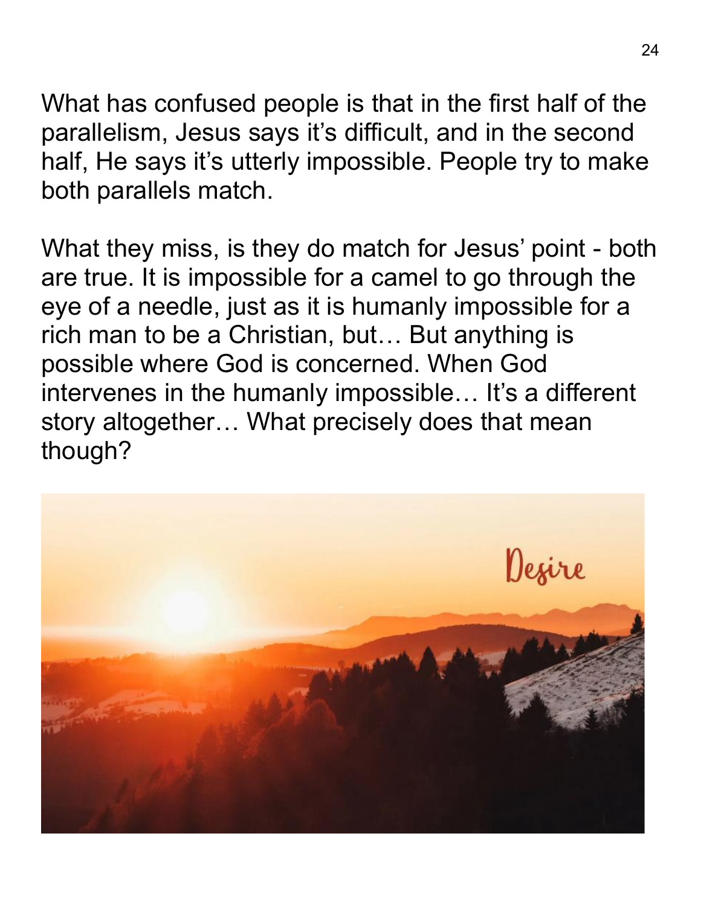What has confused people is that in the first half of the parallelism, Jesus says it's difficult, and in the second half, He says it's utterly impossible. People try to make both parallels match.

What they miss, is they do match for Jesus' point - both are true. It is impossible for a camel to go through the eye of a needle, just as it is humanly impossible for a rich man to be a Christian, but… But anything is possible where God is concerned. When God intervenes in the humanly impossible… It's a different story altogether… What precisely does that mean though?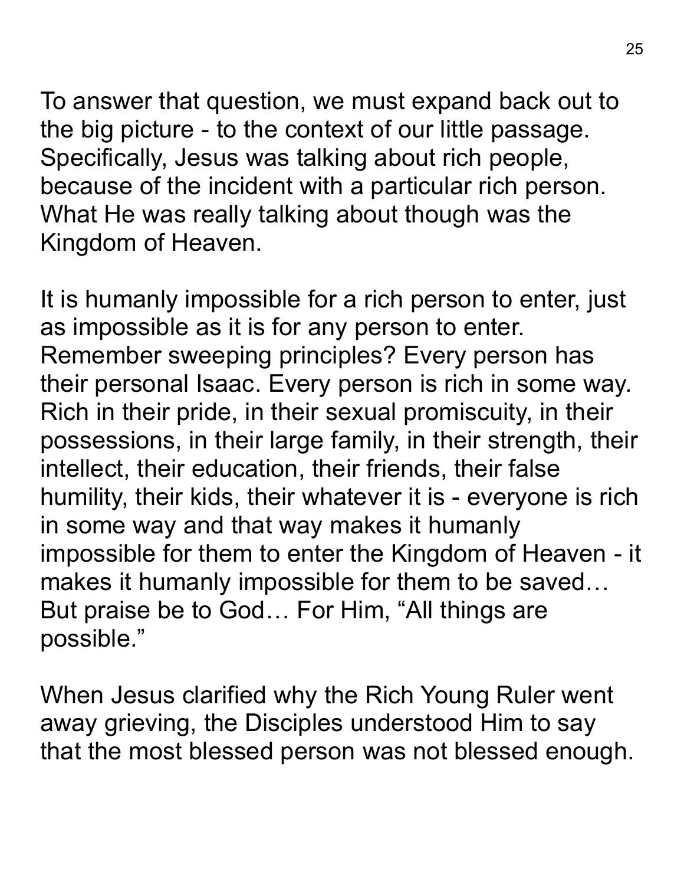To answer that question, we must expand back out to the big picture - to the context of our little passage. Specifically, Jesus was talking about rich people, because of the incident with a particular rich person. What He was really talking about though was the Kingdom of Heaven.

It is humanly impossible for a rich person to enter, just as impossible as it is for any person to enter. Remember sweeping principles? Every person has their personal Isaac. Every person is rich in some way. Rich in their pride, in their sexual promiscuity, in their possessions, in their large family, in their strength, their intellect, their education, their friends, their false humility, their kids, their whatever it is - everyone is rich in some way and that way makes it humanly impossible for them to enter the Kingdom of Heaven - it makes it humanly impossible for them to be saved… But praise be to God… For Him, "All things are possible."

When Jesus clarified why the Rich Young Ruler went away grieving, the Disciples understood Him to say that the most blessed person was not blessed enough.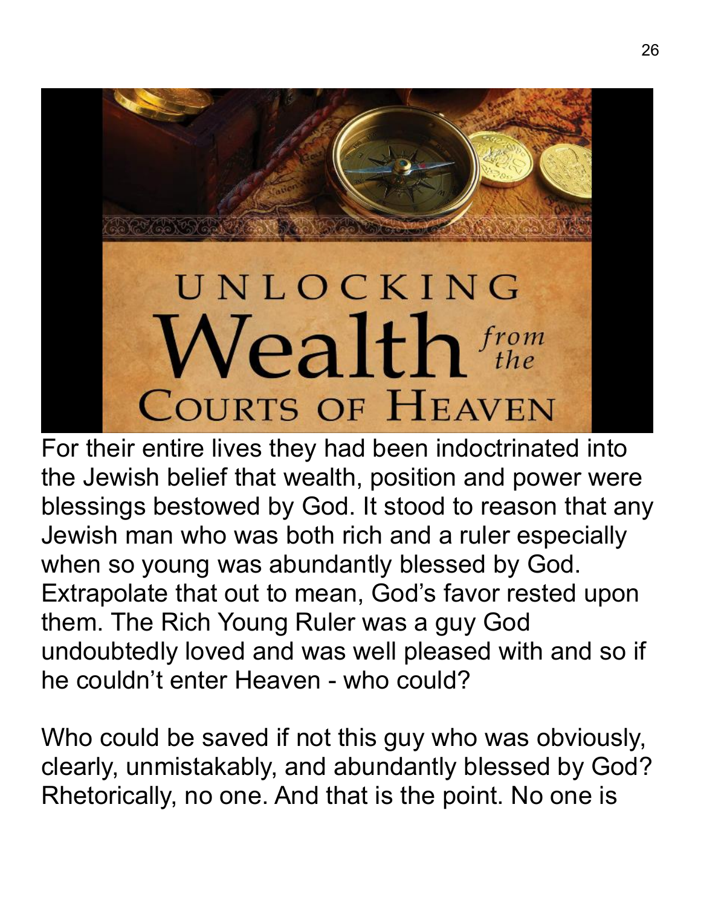For their entire lives they had been indoctrinated into the Jewish belief that wealth, position and power were blessings bestowed by God. It stood to reason that any Jewish man who was both rich and a ruler especially when so young was abundantly blessed by God. Extrapolate that out to mean, God's favor rested upon them. The Rich Young Ruler was a guy God undoubtedly loved and was well pleased with and so if he couldn't enter Heaven - who could?

Who could be saved if not this guy who was obviously, clearly, unmistakably, and abundantly blessed by God? Rhetorically, no one. And that is the point. No one is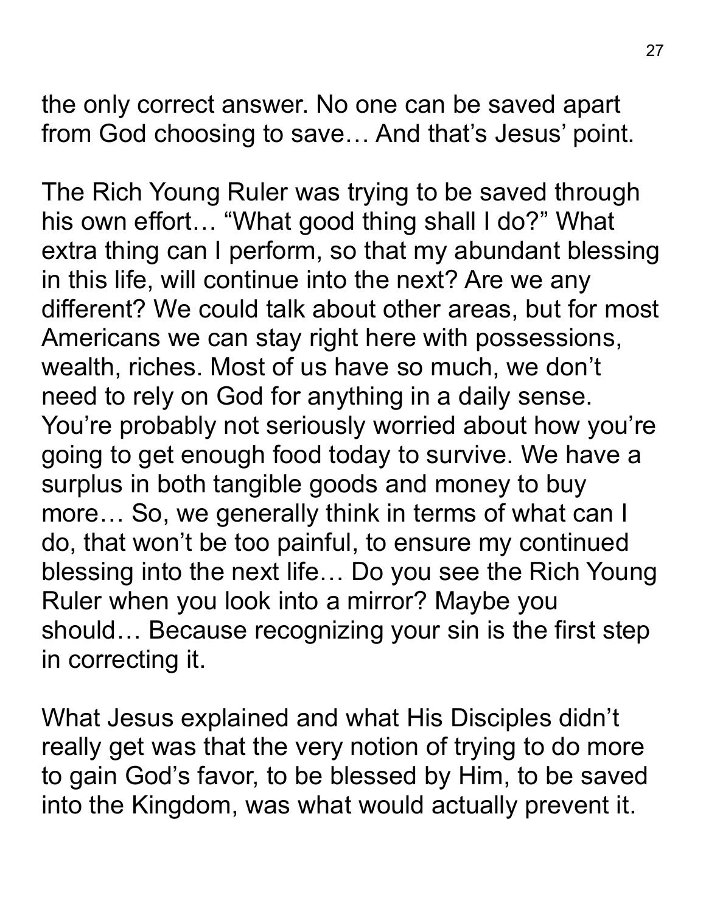the only correct answer. No one can be saved apart from God choosing to save… And that's Jesus' point.

The Rich Young Ruler was trying to be saved through his own effort… "What good thing shall I do?" What extra thing can I perform, so that my abundant blessing in this life, will continue into the next? Are we any different? We could talk about other areas, but for most Americans we can stay right here with possessions, wealth, riches. Most of us have so much, we don't need to rely on God for anything in a daily sense. You're probably not seriously worried about how you're going to get enough food today to survive. We have a surplus in both tangible goods and money to buy more… So, we generally think in terms of what can I do, that won't be too painful, to ensure my continued blessing into the next life… Do you see the Rich Young Ruler when you look into a mirror? Maybe you should… Because recognizing your sin is the first step in correcting it.

What Jesus explained and what His Disciples didn't really get was that the very notion of trying to do more to gain God's favor, to be blessed by Him, to be saved into the Kingdom, was what would actually prevent it.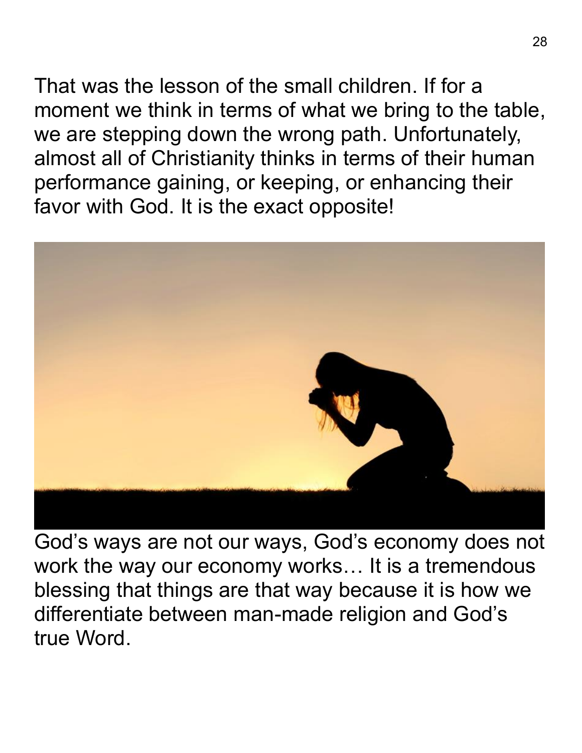That was the lesson of the small children. If for a moment we think in terms of what we bring to the table, we are stepping down the wrong path. Unfortunately, almost all of Christianity thinks in terms of their human performance gaining, or keeping, or enhancing their favor with God. It is the exact opposite!

God's ways are not our ways, God's economy does not work the way our economy works… It is a tremendous blessing that things are that way because it is how we differentiate between man-made religion and God's true Word.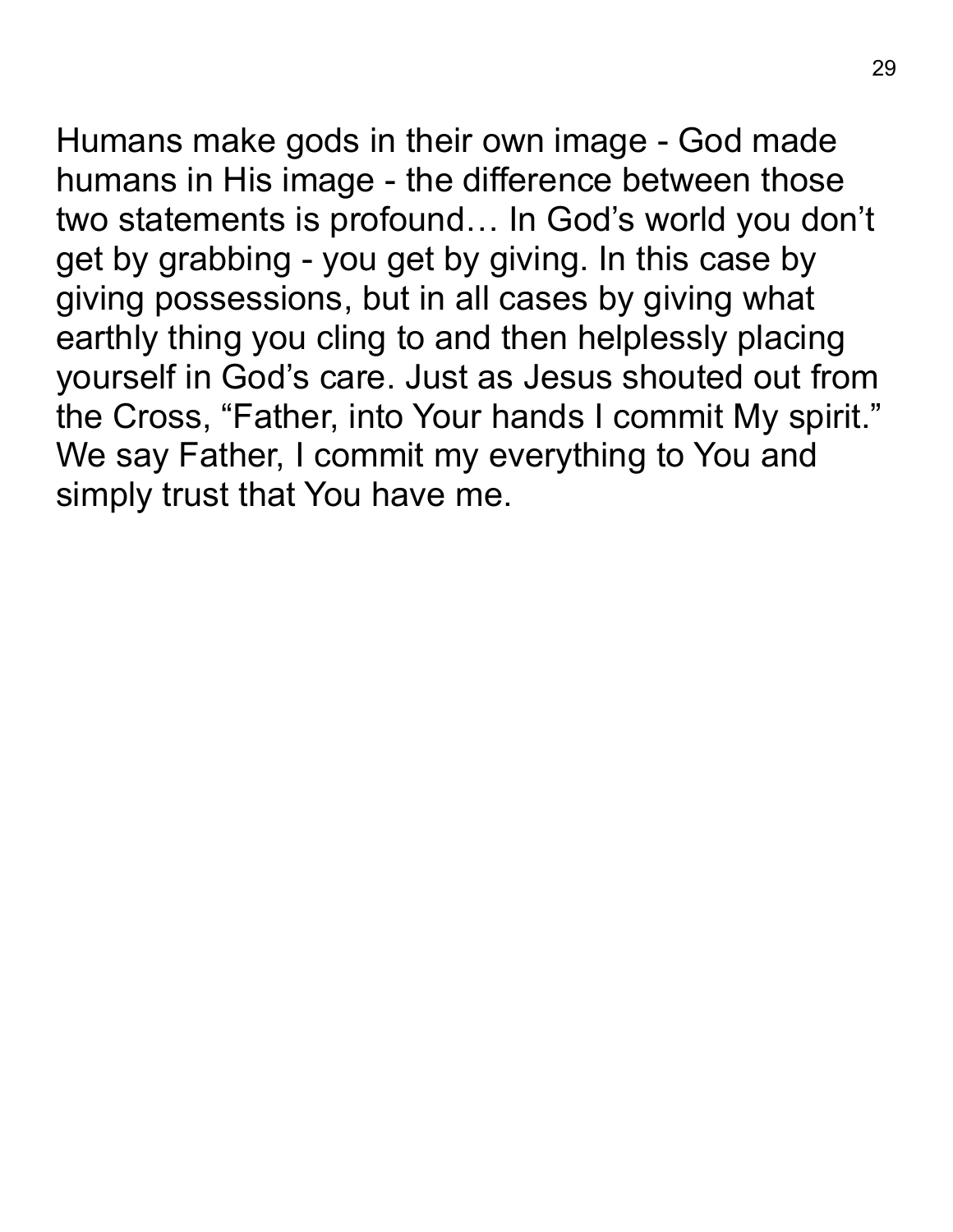Humans make gods in their own image - God made humans in His image - the difference between those two statements is profound… In God's world you don't get by grabbing - you get by giving. In this case by giving possessions, but in all cases by giving what earthly thing you cling to and then helplessly placing yourself in God's care. Just as Jesus shouted out from the Cross, "Father, into Your hands I commit My spirit." We say Father, I commit my everything to You and simply trust that You have me.